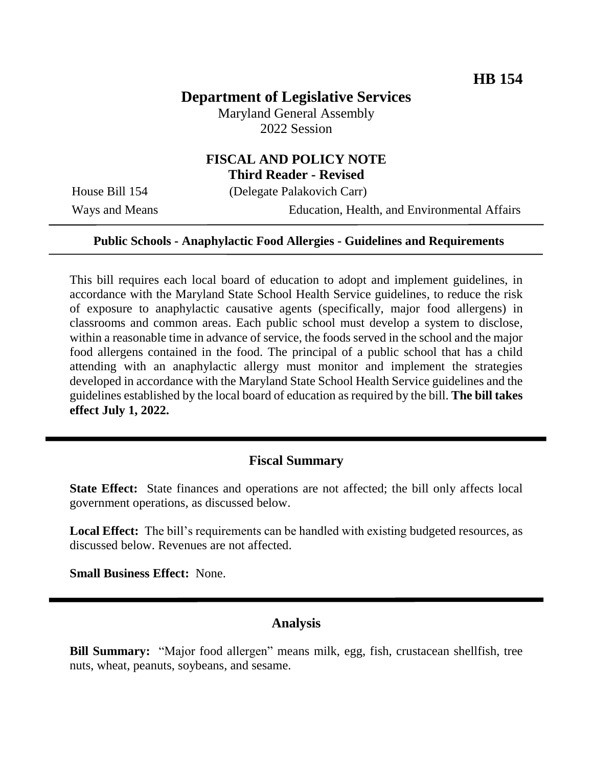**HB 154**

# Department of Legislative Services

Maryland General Assembly
2022 Session

## FISCAL AND POLICY NOTE
**Third Reader - Revised**

House Bill 154 (Delegate Palakovich Carr)
Ways and Means Education, Health, and Environmental Affairs

**Public Schools - Anaphylactic Food Allergies - Guidelines and Requirements**

This bill requires each local board of education to adopt and implement guidelines, in accordance with the Maryland State School Health Service guidelines, to reduce the risk of exposure to anaphylactic causative agents (specifically, major food allergens) in classrooms and common areas. Each public school must develop a system to disclose, within a reasonable time in advance of service, the foods served in the school and the major food allergens contained in the food. The principal of a public school that has a child attending with an anaphylactic allergy must monitor and implement the strategies developed in accordance with the Maryland State School Health Service guidelines and the guidelines established by the local board of education as required by the bill. **The bill takes effect July 1, 2022.**

## Fiscal Summary

**State Effect:** State finances and operations are not affected; the bill only affects local government operations, as discussed below.

**Local Effect:** The bill's requirements can be handled with existing budgeted resources, as discussed below. Revenues are not affected.

**Small Business Effect:** None.

## Analysis

**Bill Summary:** "Major food allergen" means milk, egg, fish, crustacean shellfish, tree nuts, wheat, peanuts, soybeans, and sesame.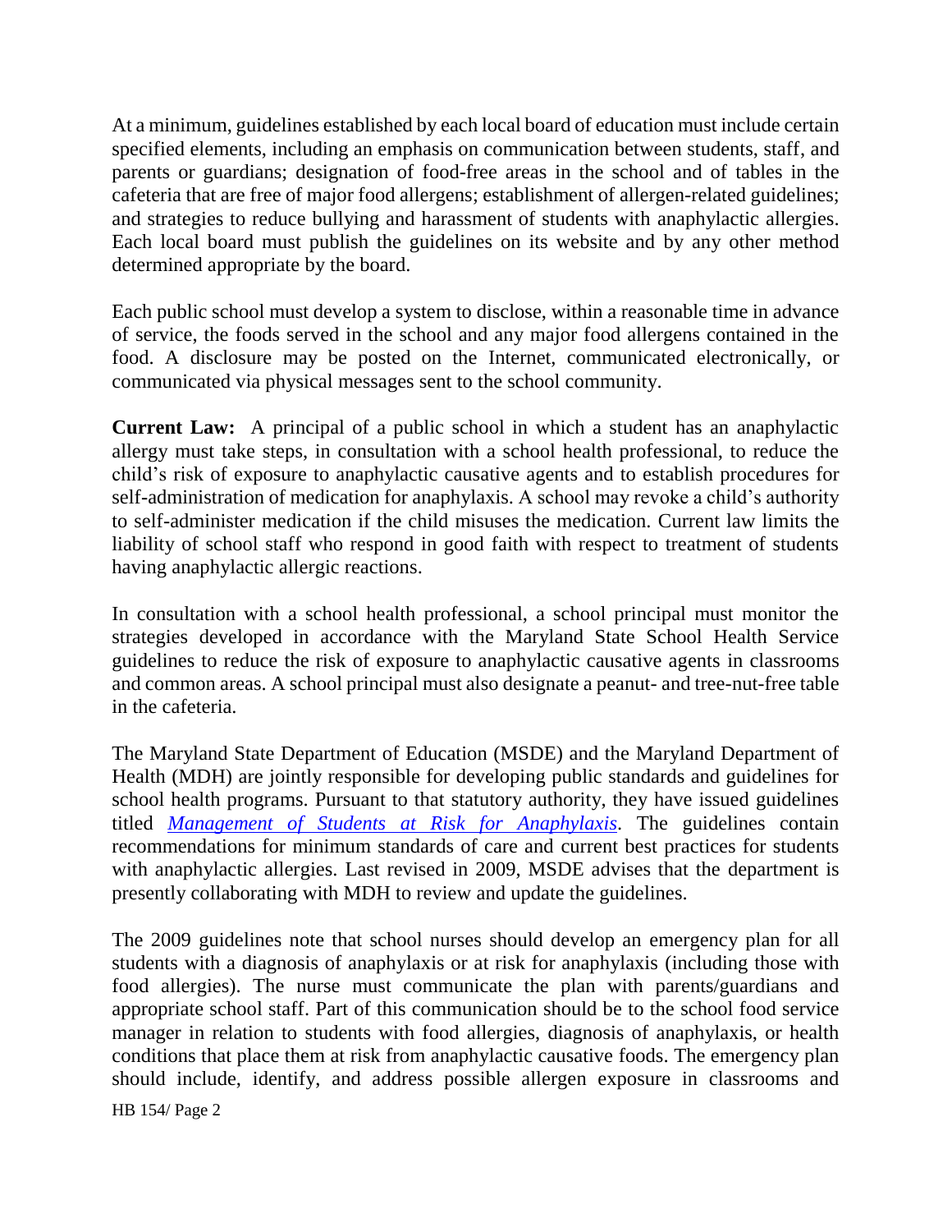At a minimum, guidelines established by each local board of education must include certain specified elements, including an emphasis on communication between students, staff, and parents or guardians; designation of food-free areas in the school and of tables in the cafeteria that are free of major food allergens; establishment of allergen-related guidelines; and strategies to reduce bullying and harassment of students with anaphylactic allergies. Each local board must publish the guidelines on its website and by any other method determined appropriate by the board.

Each public school must develop a system to disclose, within a reasonable time in advance of service, the foods served in the school and any major food allergens contained in the food. A disclosure may be posted on the Internet, communicated electronically, or communicated via physical messages sent to the school community.

**Current Law:** A principal of a public school in which a student has an anaphylactic allergy must take steps, in consultation with a school health professional, to reduce the child's risk of exposure to anaphylactic causative agents and to establish procedures for self-administration of medication for anaphylaxis. A school may revoke a child's authority to self-administer medication if the child misuses the medication. Current law limits the liability of school staff who respond in good faith with respect to treatment of students having anaphylactic allergic reactions.

In consultation with a school health professional, a school principal must monitor the strategies developed in accordance with the Maryland State School Health Service guidelines to reduce the risk of exposure to anaphylactic causative agents in classrooms and common areas. A school principal must also designate a peanut- and tree-nut-free table in the cafeteria.

The Maryland State Department of Education (MSDE) and the Maryland Department of Health (MDH) are jointly responsible for developing public standards and guidelines for school health programs. Pursuant to that statutory authority, they have issued guidelines titled *Management of Students at Risk for Anaphylaxis*. The guidelines contain recommendations for minimum standards of care and current best practices for students with anaphylactic allergies. Last revised in 2009, MSDE advises that the department is presently collaborating with MDH to review and update the guidelines.

The 2009 guidelines note that school nurses should develop an emergency plan for all students with a diagnosis of anaphylaxis or at risk for anaphylaxis (including those with food allergies). The nurse must communicate the plan with parents/guardians and appropriate school staff. Part of this communication should be to the school food service manager in relation to students with food allergies, diagnosis of anaphylaxis, or health conditions that place them at risk from anaphylactic causative foods. The emergency plan should include, identify, and address possible allergen exposure in classrooms and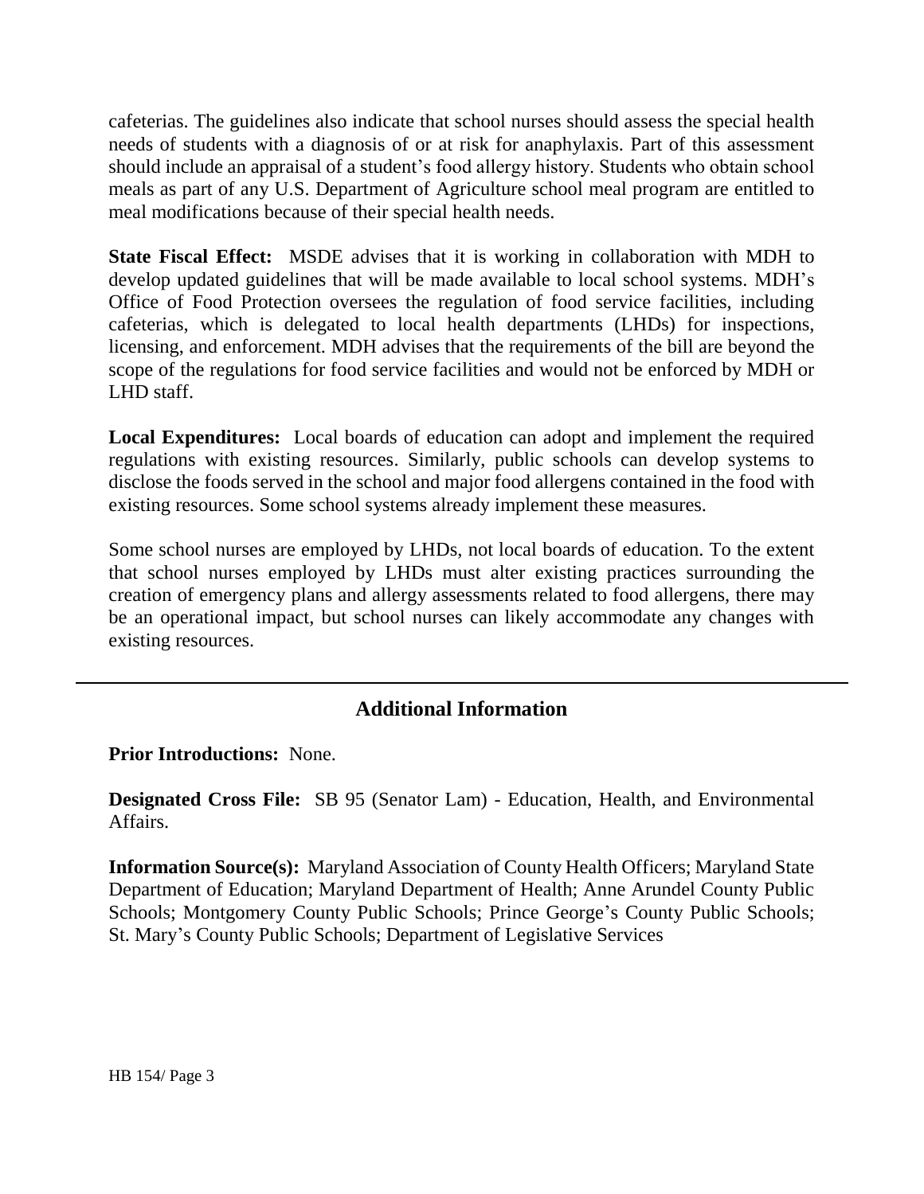cafeterias. The guidelines also indicate that school nurses should assess the special health needs of students with a diagnosis of or at risk for anaphylaxis. Part of this assessment should include an appraisal of a student's food allergy history. Students who obtain school meals as part of any U.S. Department of Agriculture school meal program are entitled to meal modifications because of their special health needs.

**State Fiscal Effect:** MSDE advises that it is working in collaboration with MDH to develop updated guidelines that will be made available to local school systems. MDH's Office of Food Protection oversees the regulation of food service facilities, including cafeterias, which is delegated to local health departments (LHDs) for inspections, licensing, and enforcement. MDH advises that the requirements of the bill are beyond the scope of the regulations for food service facilities and would not be enforced by MDH or LHD staff.

**Local Expenditures:** Local boards of education can adopt and implement the required regulations with existing resources. Similarly, public schools can develop systems to disclose the foods served in the school and major food allergens contained in the food with existing resources. Some school systems already implement these measures.

Some school nurses are employed by LHDs, not local boards of education. To the extent that school nurses employed by LHDs must alter existing practices surrounding the creation of emergency plans and allergy assessments related to food allergens, there may be an operational impact, but school nurses can likely accommodate any changes with existing resources.

## Additional Information

**Prior Introductions:** None.

**Designated Cross File:** SB 95 (Senator Lam) - Education, Health, and Environmental Affairs.

**Information Source(s):** Maryland Association of County Health Officers; Maryland State Department of Education; Maryland Department of Health; Anne Arundel County Public Schools; Montgomery County Public Schools; Prince George's County Public Schools; St. Mary's County Public Schools; Department of Legislative Services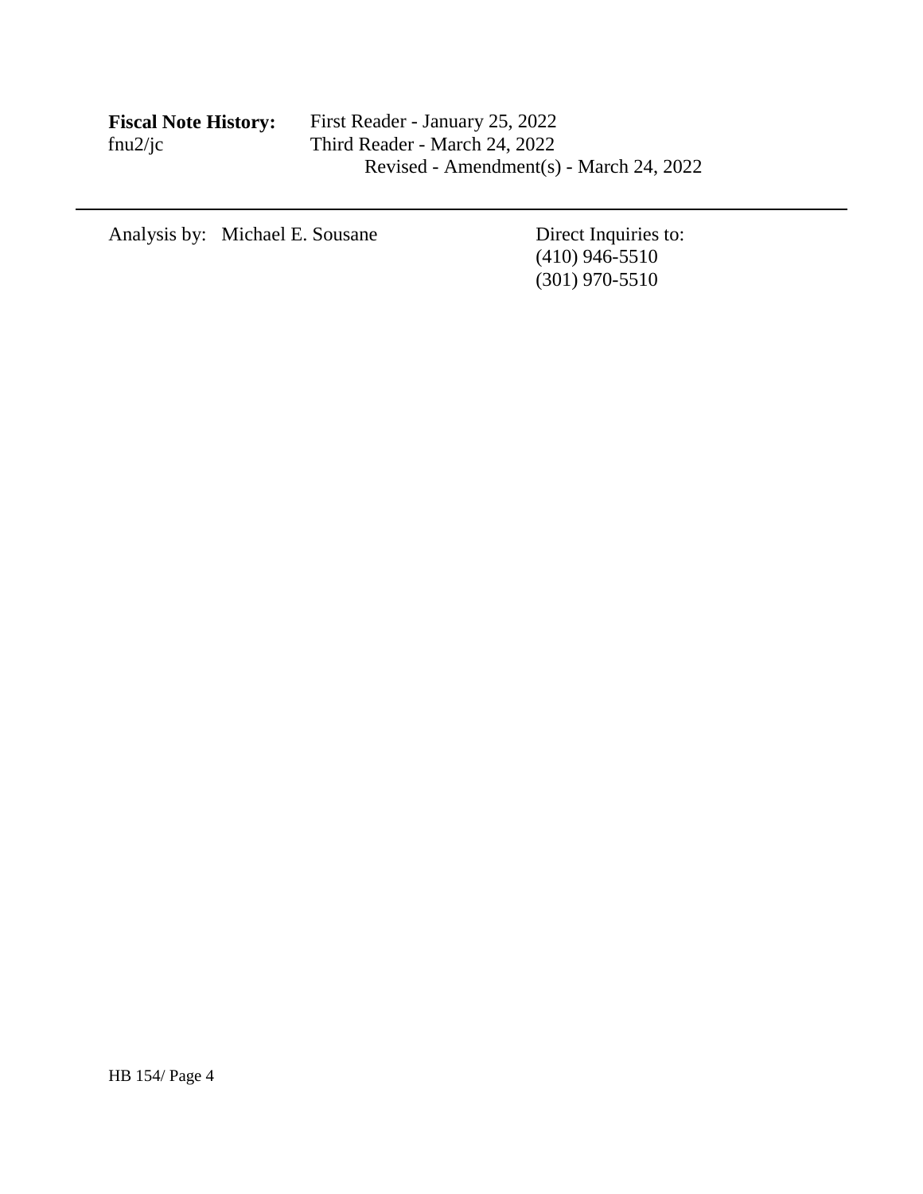**Fiscal Note History:** First Reader - January 25, 2022
fnu2/jc Third Reader - March 24, 2022
Revised - Amendment(s) - March 24, 2022

---

Analysis by: Michael E. Sousane

Direct Inquiries to:
(410) 946-5510
(301) 970-5510